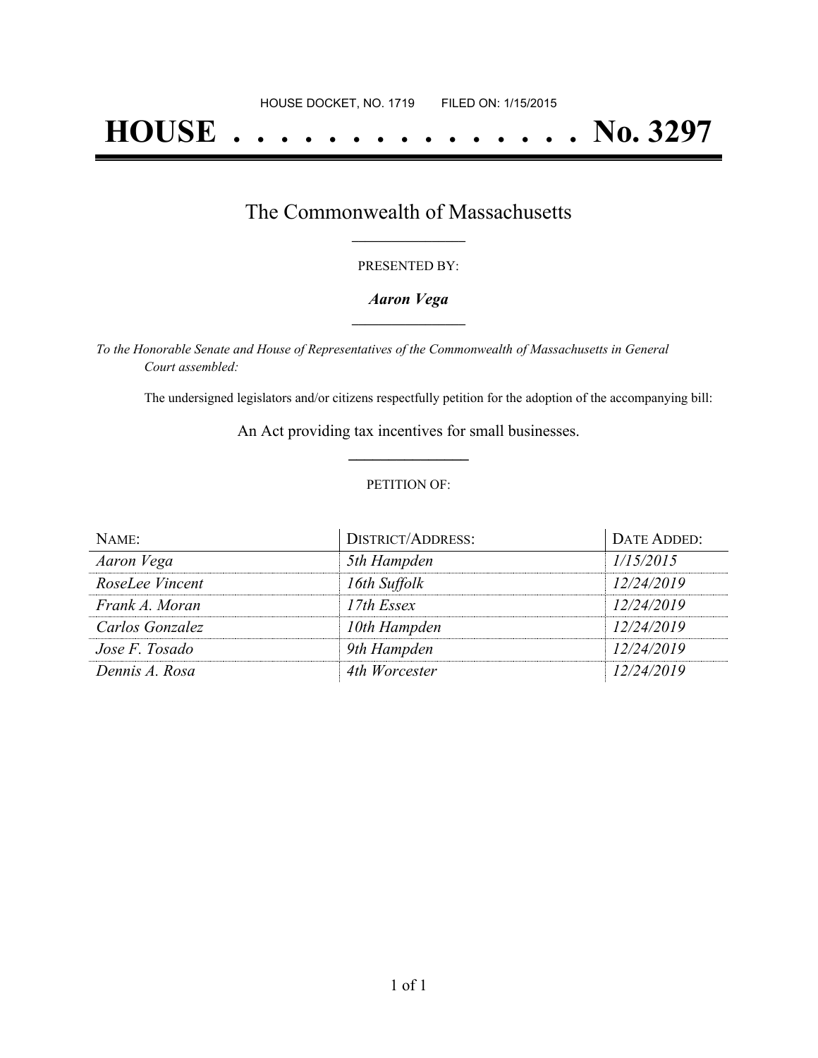HOUSE DOCKET, NO. 1719        FILED ON: 1/15/2015

# HOUSE . . . . . . . . . . . . . . . No. 3297

## The Commonwealth of Massachusetts

PRESENTED BY:

***Aaron Vega***

*To the Honorable Senate and House of Representatives of the Commonwealth of Massachusetts in General Court assembled:*

The undersigned legislators and/or citizens respectfully petition for the adoption of the accompanying bill:

An Act providing tax incentives for small businesses.

PETITION OF:

| NAME: | DISTRICT/ADDRESS: | DATE ADDED: |
| --- | --- | --- |
| *Aaron Vega* | *5th Hampden* | *1/15/2015* |
| *RoseLee Vincent* | *16th Suffolk* | *12/24/2019* |
| *Frank A. Moran* | *17th Essex* | *12/24/2019* |
| *Carlos Gonzalez* | *10th Hampden* | *12/24/2019* |
| *Jose F. Tosado* | *9th Hampden* | *12/24/2019* |
| *Dennis A. Rosa* | *4th Worcester* | *12/24/2019* |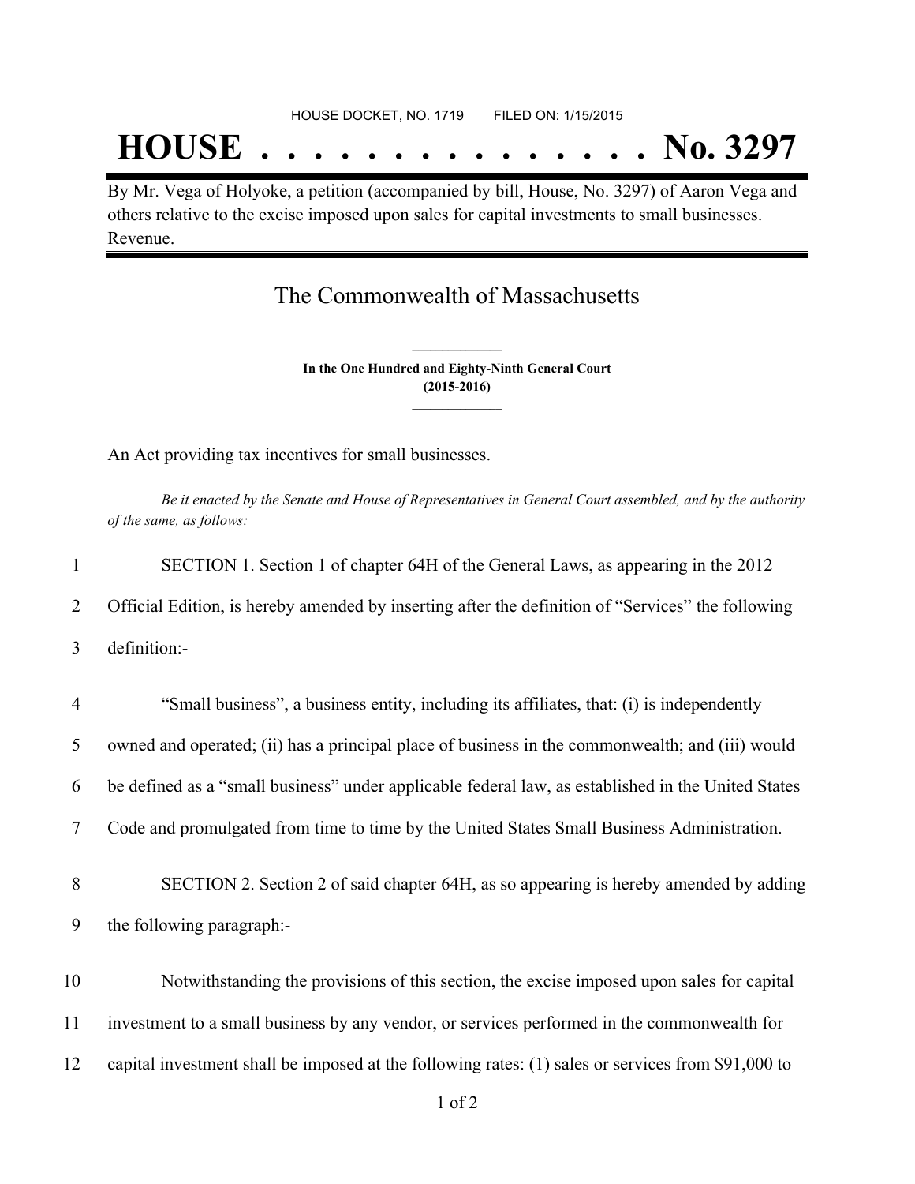HOUSE DOCKET, NO. 1719 FILED ON: 1/15/2015

# HOUSE . . . . . . . . . . . . . . . No. 3297

By Mr. Vega of Holyoke, a petition (accompanied by bill, House, No. 3297) of Aaron Vega and others relative to the excise imposed upon sales for capital investments to small businesses. Revenue.

## The Commonwealth of Massachusetts

**In the One Hundred and Eighty-Ninth General Court**
**(2015-2016)**

An Act providing tax incentives for small businesses.

*Be it enacted by the Senate and House of Representatives in General Court assembled, and by the authority of the same, as follows:*

1 SECTION 1. Section 1 of chapter 64H of the General Laws, as appearing in the 2012
2 Official Edition, is hereby amended by inserting after the definition of "Services" the following
3 definition:-

4 "Small business", a business entity, including its affiliates, that: (i) is independently
5 owned and operated; (ii) has a principal place of business in the commonwealth; and (iii) would
6 be defined as a "small business" under applicable federal law, as established in the United States
7 Code and promulgated from time to time by the United States Small Business Administration.

8 SECTION 2. Section 2 of said chapter 64H, as so appearing is hereby amended by adding
9 the following paragraph:-

10 Notwithstanding the provisions of this section, the excise imposed upon sales for capital
11 investment to a small business by any vendor, or services performed in the commonwealth for
12 capital investment shall be imposed at the following rates: (1) sales or services from $91,000 to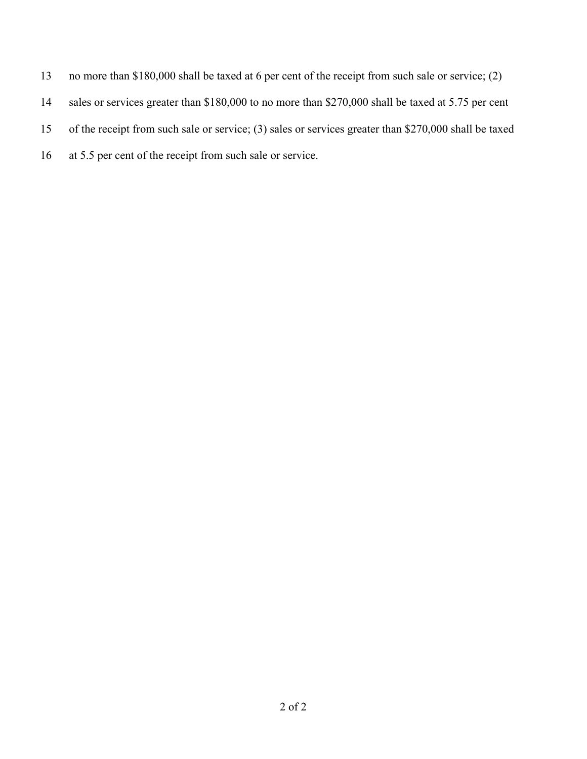13 no more than $180,000 shall be taxed at 6 per cent of the receipt from such sale or service; (2)

14 sales or services greater than $180,000 to no more than $270,000 shall be taxed at 5.75 per cent

15 of the receipt from such sale or service; (3) sales or services greater than $270,000 shall be taxed

16 at 5.5 per cent of the receipt from such sale or service.